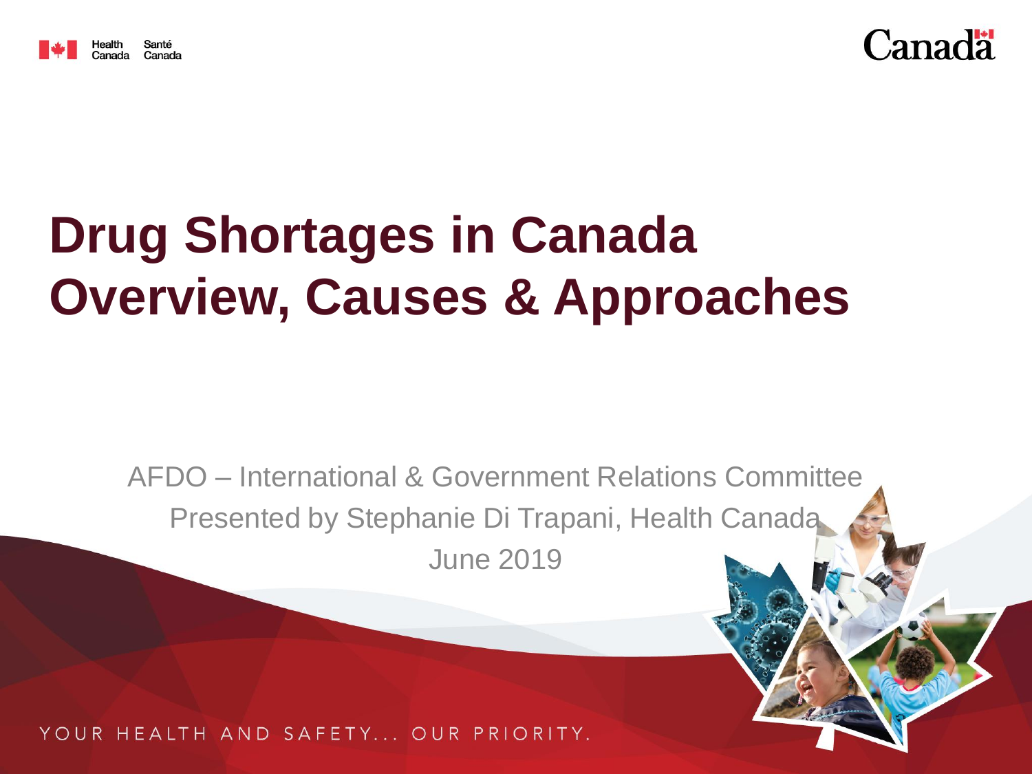# Drug Shortages in Canada Overview, Causes & Approaches

AFDO – International & Government Relations Committee

Presented by Stephanie Di Trapani, Health Canada

June 2019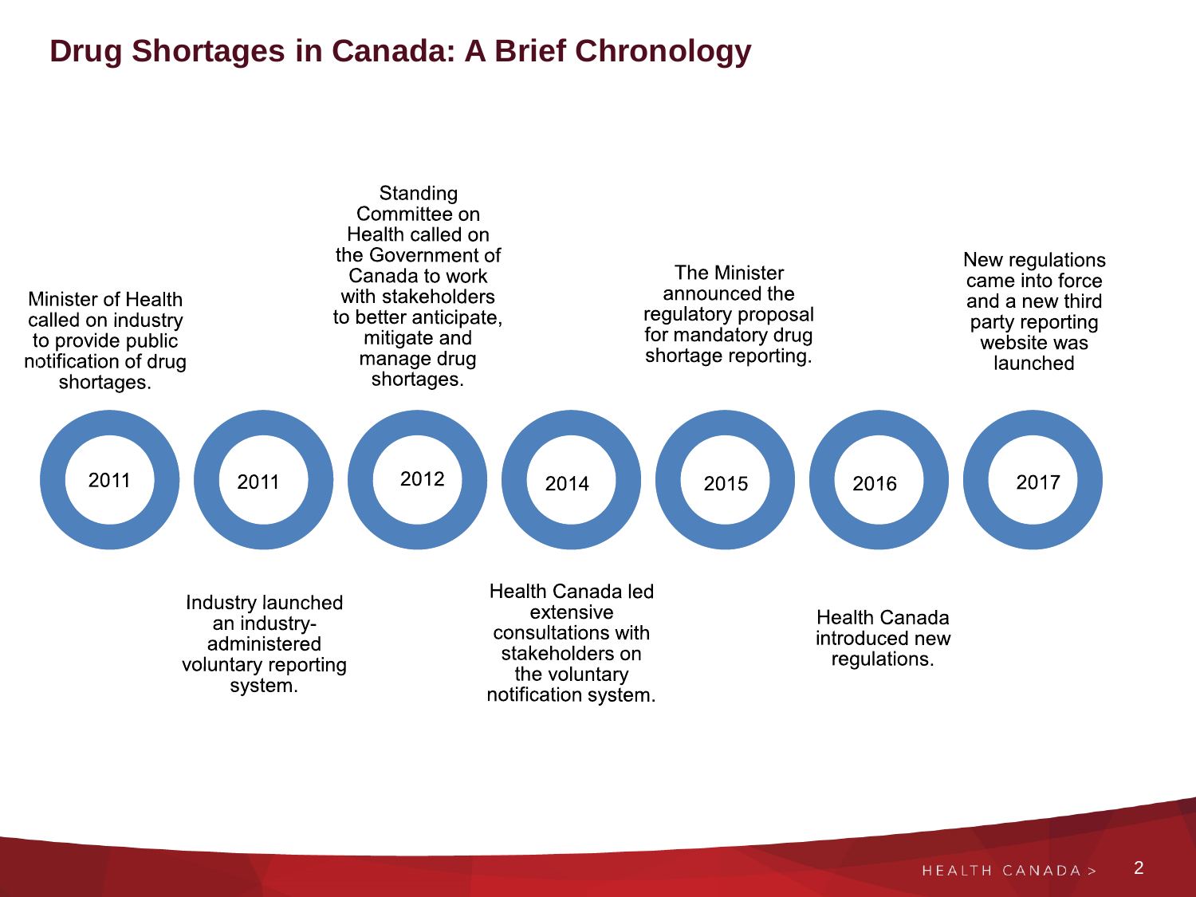# Drug Shortages in Canada: A Brief Chronology

- **2011** – Minister of Health called on industry to provide public notification of drug shortages.
- **2011** – Industry launched an industry-administered voluntary reporting system.
- **2012** – Standing Committee on Health called on the Government of Canada to work with stakeholders to better anticipate, mitigate and manage drug shortages.
- **2014** – Health Canada led extensive consultations with stakeholders on the voluntary notification system.
- **2015** – The Minister announced the regulatory proposal for mandatory drug shortage reporting.
- **2016** – Health Canada introduced new regulations.
- **2017** – New regulations came into force and a new third party reporting website was launched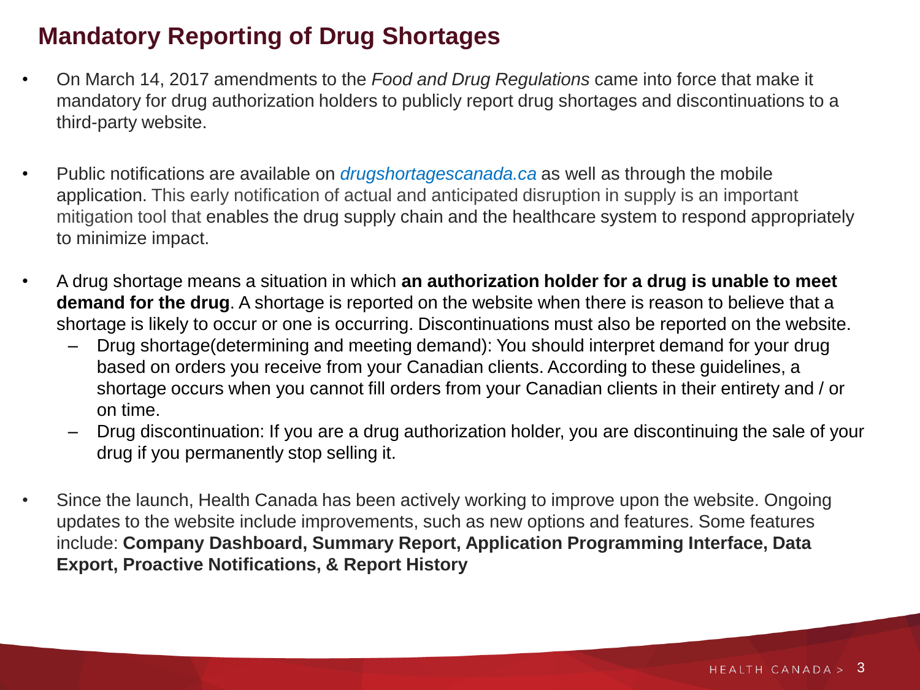# Mandatory Reporting of Drug Shortages

- On March 14, 2017 amendments to the *Food and Drug Regulations* came into force that make it mandatory for drug authorization holders to publicly report drug shortages and discontinuations to a third-party website.
- Public notifications are available on *drugshortagescanada.ca* as well as through the mobile application. This early notification of actual and anticipated disruption in supply is an important mitigation tool that enables the drug supply chain and the healthcare system to respond appropriately to minimize impact.
- A drug shortage means a situation in which **an authorization holder for a drug is unable to meet demand for the drug**. A shortage is reported on the website when there is reason to believe that a shortage is likely to occur or one is occurring. Discontinuations must also be reported on the website.
  - Drug shortage(determining and meeting demand): You should interpret demand for your drug based on orders you receive from your Canadian clients. According to these guidelines, a shortage occurs when you cannot fill orders from your Canadian clients in their entirety and / or on time.
  - Drug discontinuation: If you are a drug authorization holder, you are discontinuing the sale of your drug if you permanently stop selling it.
- Since the launch, Health Canada has been actively working to improve upon the website. Ongoing updates to the website include improvements, such as new options and features. Some features include: **Company Dashboard, Summary Report, Application Programming Interface, Data Export, Proactive Notifications, & Report History**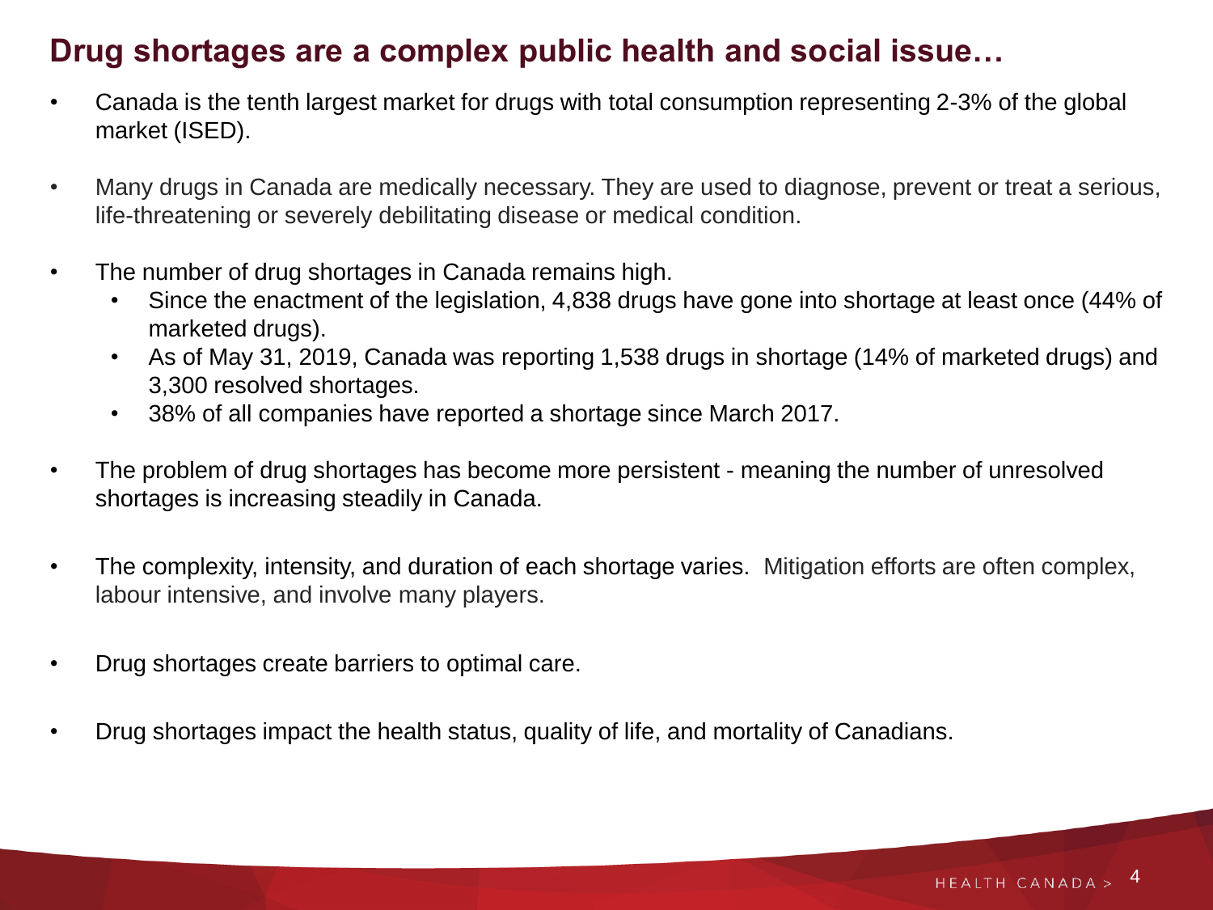## Drug shortages are a complex public health and social issue…

- Canada is the tenth largest market for drugs with total consumption representing 2-3% of the global market (ISED).
- Many drugs in Canada are medically necessary. They are used to diagnose, prevent or treat a serious, life-threatening or severely debilitating disease or medical condition.
- The number of drug shortages in Canada remains high.
  - Since the enactment of the legislation, 4,838 drugs have gone into shortage at least once (44% of marketed drugs).
  - As of May 31, 2019, Canada was reporting 1,538 drugs in shortage (14% of marketed drugs) and 3,300 resolved shortages.
  - 38% of all companies have reported a shortage since March 2017.
- The problem of drug shortages has become more persistent - meaning the number of unresolved shortages is increasing steadily in Canada.
- The complexity, intensity, and duration of each shortage varies. Mitigation efforts are often complex, labour intensive, and involve many players.
- Drug shortages create barriers to optimal care.
- Drug shortages impact the health status, quality of life, and mortality of Canadians.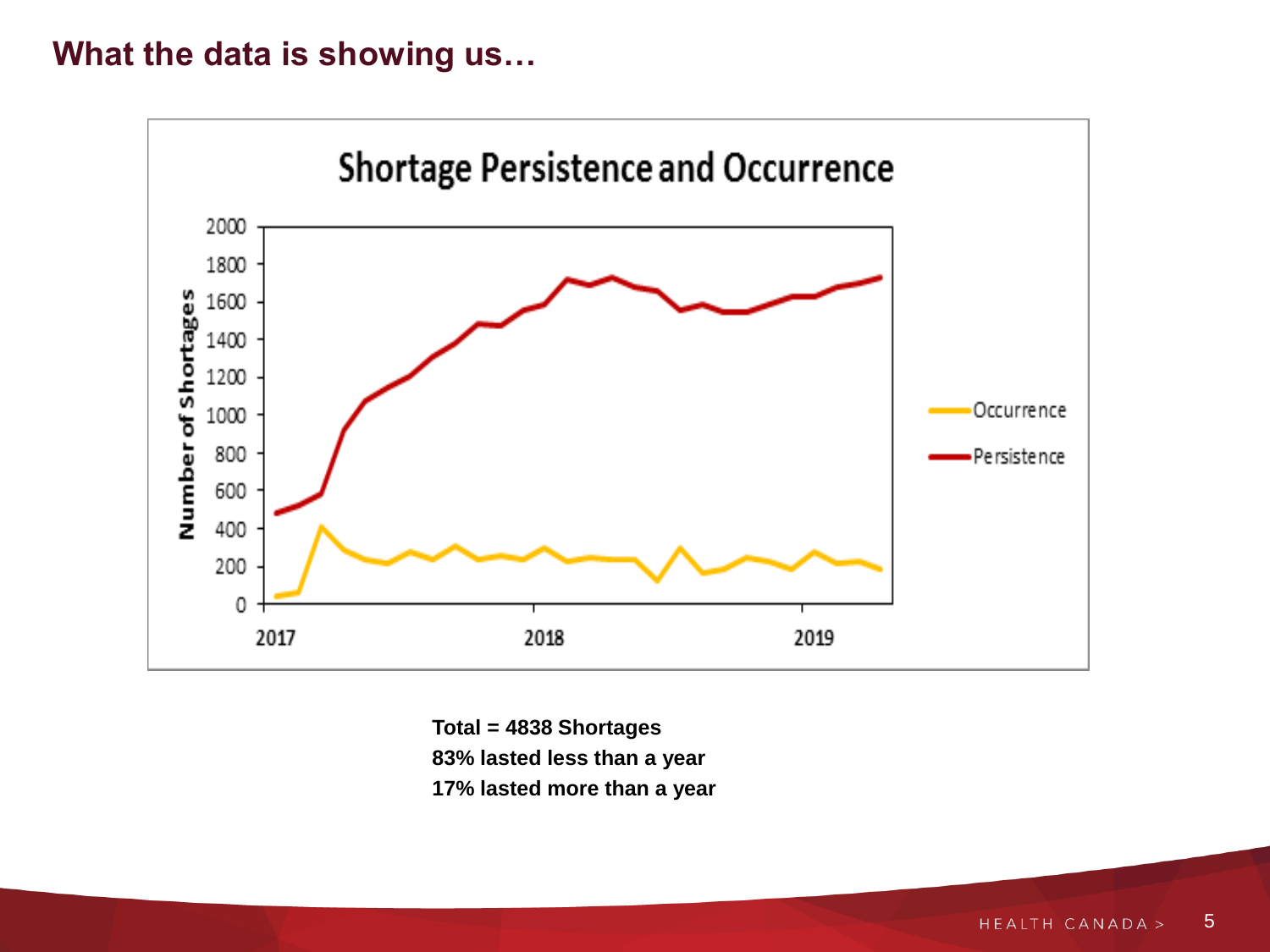## What the data is showing us…

**Total = 4838 Shortages**
**83% lasted less than a year**
**17% lasted more than a year**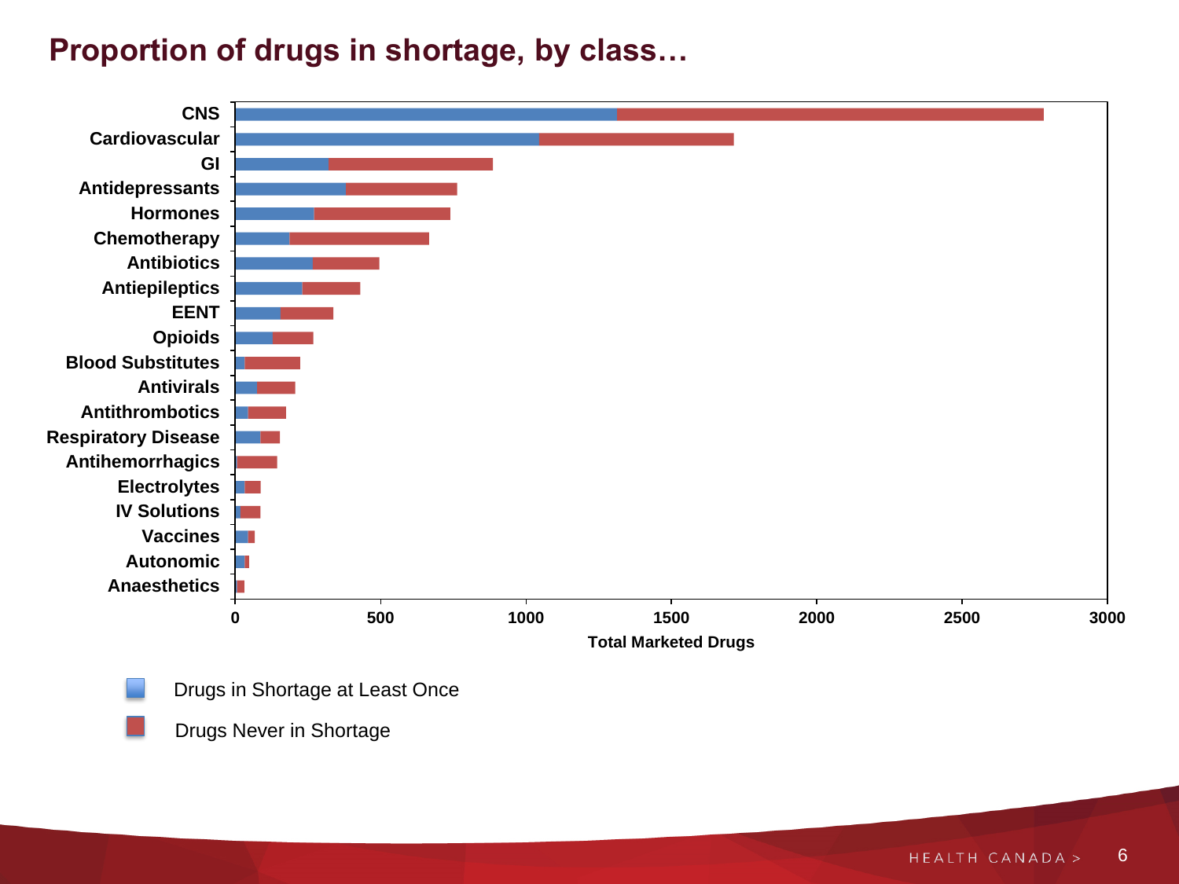# Proportion of drugs in shortage, by class…

CNS

Cardiovascular

GI

Antidepressants

Hormones

Chemotherapy

Antibiotics

Antiepileptics

EENT

Opioids

Blood Substitutes

Antivirals

Antithrombotics

Respiratory Disease

Antihemorrhagics

Electrolytes

IV Solutions

Vaccines

Autonomic

Anaesthetics

0 500 1000 1500 2000 2500 3000

Total Marketed Drugs

Drugs in Shortage at Least Once

Drugs Never in Shortage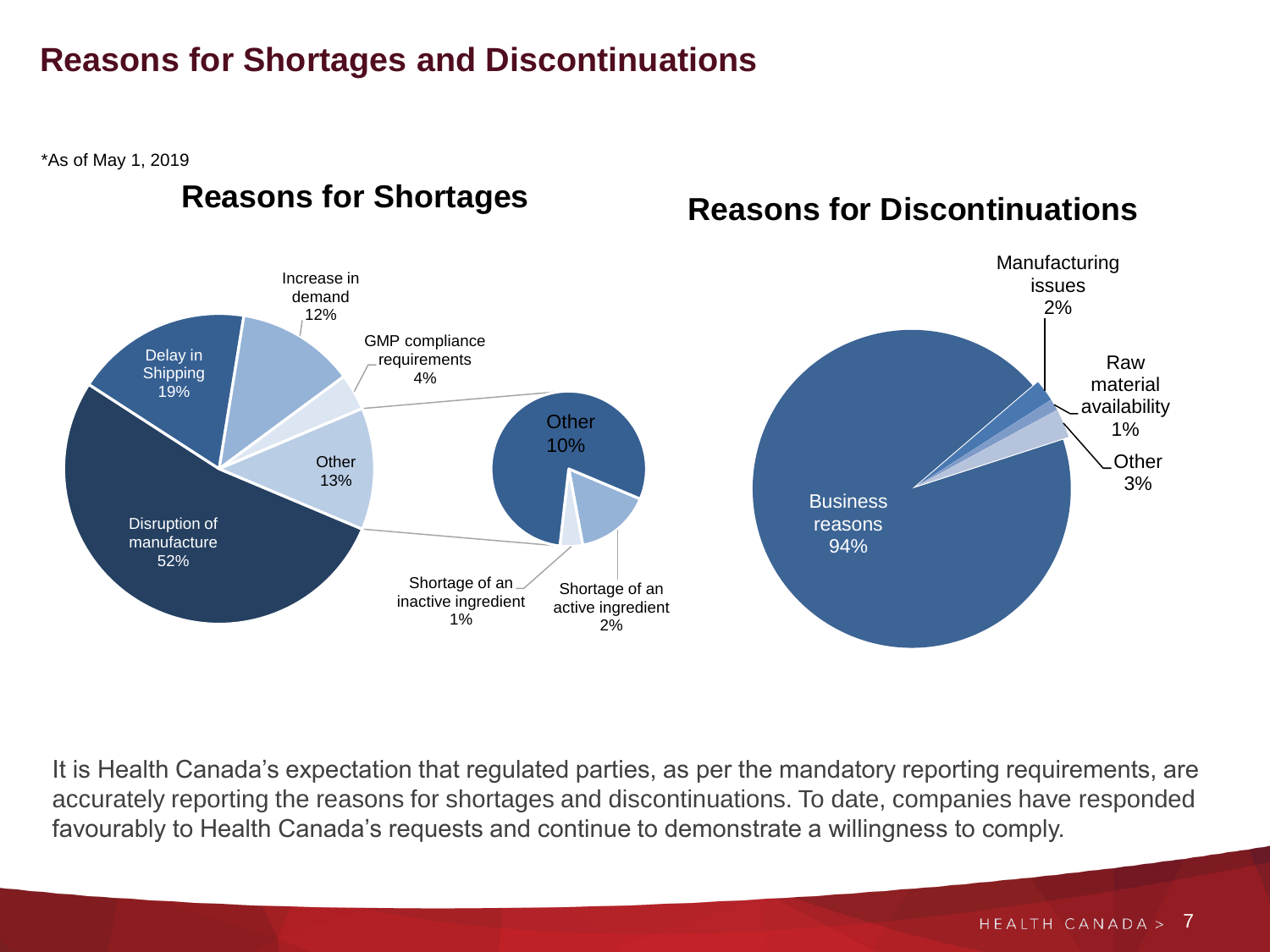# Reasons for Shortages and Discontinuations

*As of May 1, 2019

## Reasons for Shortages

| Reason | Percentage |
| --- | --- |
| Disruption of manufacture | 52% |
| Delay in Shipping | 19% |
| Increase in demand | 12% |
| GMP compliance requirements | 4% |
| Other | 13% |

Breakdown of Other (13%):

| Reason | Percentage |
| --- | --- |
| Other | 10% |
| Shortage of an active ingredient | 2% |
| Shortage of an inactive ingredient | 1% |

## Reasons for Discontinuations

| Reason | Percentage |
| --- | --- |
| Business reasons | 94% |
| Manufacturing issues | 2% |
| Raw material availability | 1% |
| Other | 3% |

It is Health Canada's expectation that regulated parties, as per the mandatory reporting requirements, are accurately reporting the reasons for shortages and discontinuations. To date, companies have responded favourably to Health Canada's requests and continue to demonstrate a willingness to comply.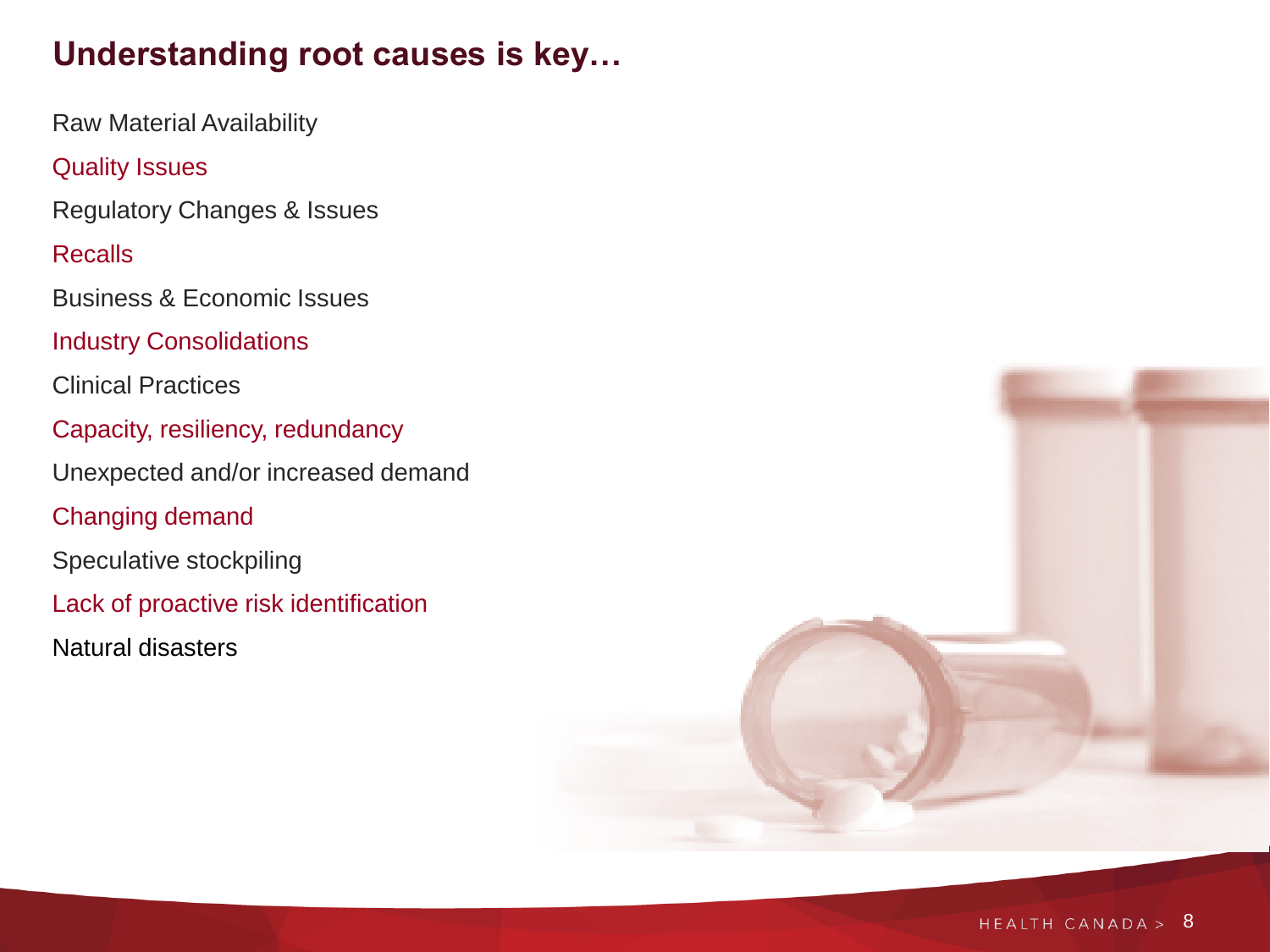## Understanding root causes is key…

- Raw Material Availability
- Quality Issues
- Regulatory Changes & Issues
- Recalls
- Business & Economic Issues
- Industry Consolidations
- Clinical Practices
- Capacity, resiliency, redundancy
- Unexpected and/or increased demand
- Changing demand
- Speculative stockpiling
- Lack of proactive risk identification
- Natural disasters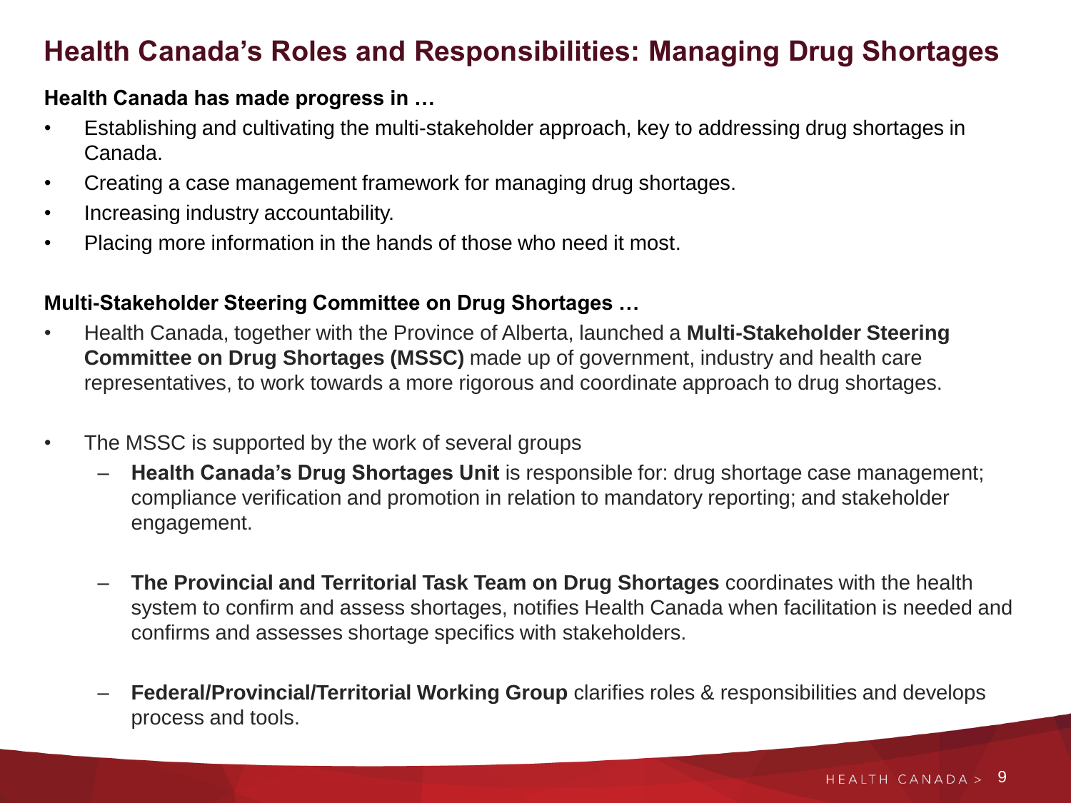# Health Canada's Roles and Responsibilities: Managing Drug Shortages

**Health Canada has made progress in …**

- Establishing and cultivating the multi-stakeholder approach, key to addressing drug shortages in Canada.
- Creating a case management framework for managing drug shortages.
- Increasing industry accountability.
- Placing more information in the hands of those who need it most.

**Multi-Stakeholder Steering Committee on Drug Shortages …**

- Health Canada, together with the Province of Alberta, launched a **Multi-Stakeholder Steering Committee on Drug Shortages (MSSC)** made up of government, industry and health care representatives, to work towards a more rigorous and coordinate approach to drug shortages.
- The MSSC is supported by the work of several groups
  - **Health Canada's Drug Shortages Unit** is responsible for: drug shortage case management; compliance verification and promotion in relation to mandatory reporting; and stakeholder engagement.
  - **The Provincial and Territorial Task Team on Drug Shortages** coordinates with the health system to confirm and assess shortages, notifies Health Canada when facilitation is needed and confirms and assesses shortage specifics with stakeholders.
  - **Federal/Provincial/Territorial Working Group** clarifies roles & responsibilities and develops process and tools.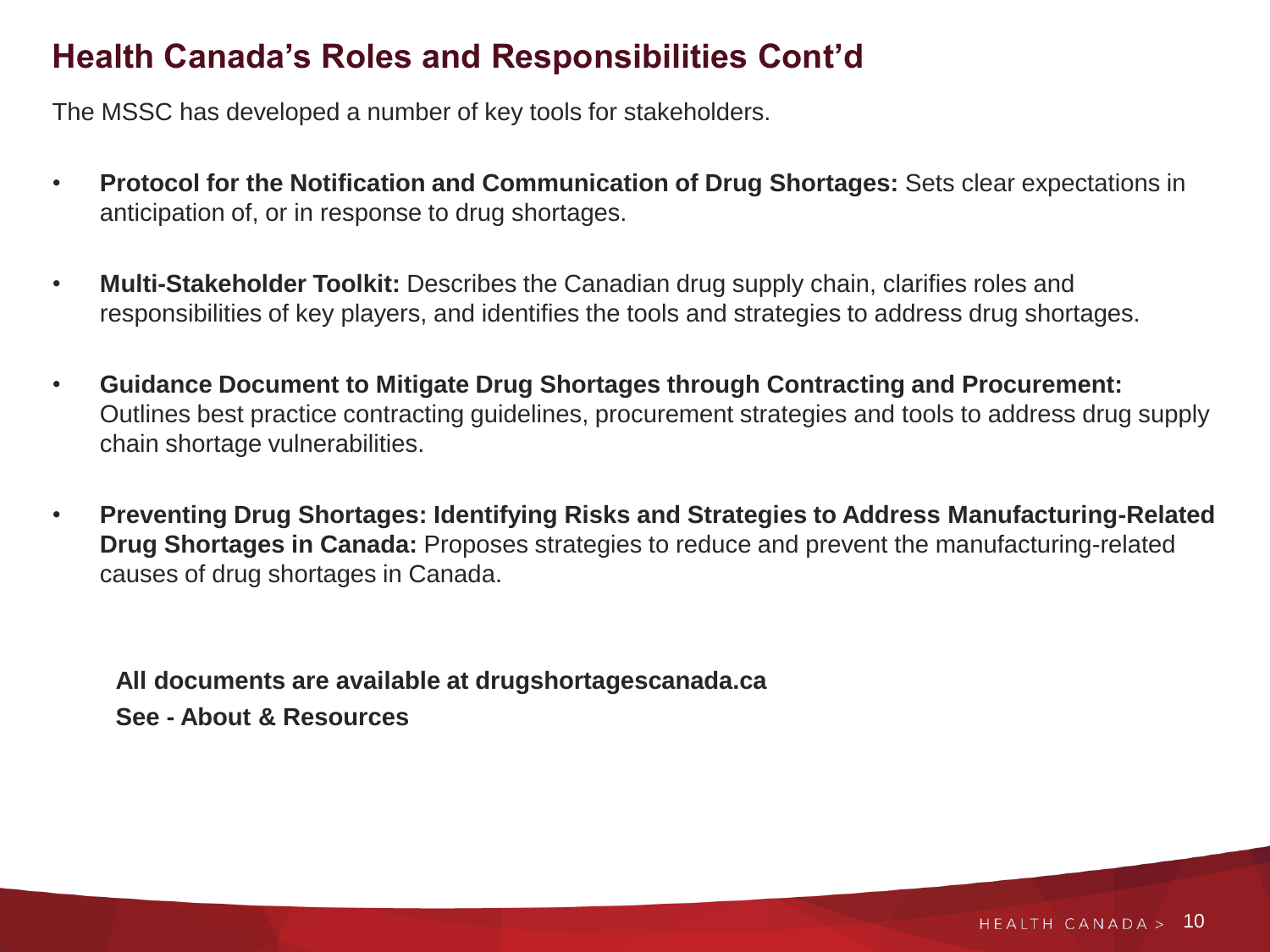# Health Canada's Roles and Responsibilities Cont'd

The MSSC has developed a number of key tools for stakeholders.

- **Protocol for the Notification and Communication of Drug Shortages:** Sets clear expectations in anticipation of, or in response to drug shortages.
- **Multi-Stakeholder Toolkit:** Describes the Canadian drug supply chain, clarifies roles and responsibilities of key players, and identifies the tools and strategies to address drug shortages.
- **Guidance Document to Mitigate Drug Shortages through Contracting and Procurement:** Outlines best practice contracting guidelines, procurement strategies and tools to address drug supply chain shortage vulnerabilities.
- **Preventing Drug Shortages: Identifying Risks and Strategies to Address Manufacturing-Related Drug Shortages in Canada:** Proposes strategies to reduce and prevent the manufacturing-related causes of drug shortages in Canada.

**All documents are available at drugshortagescanada.ca**
**See - About & Resources**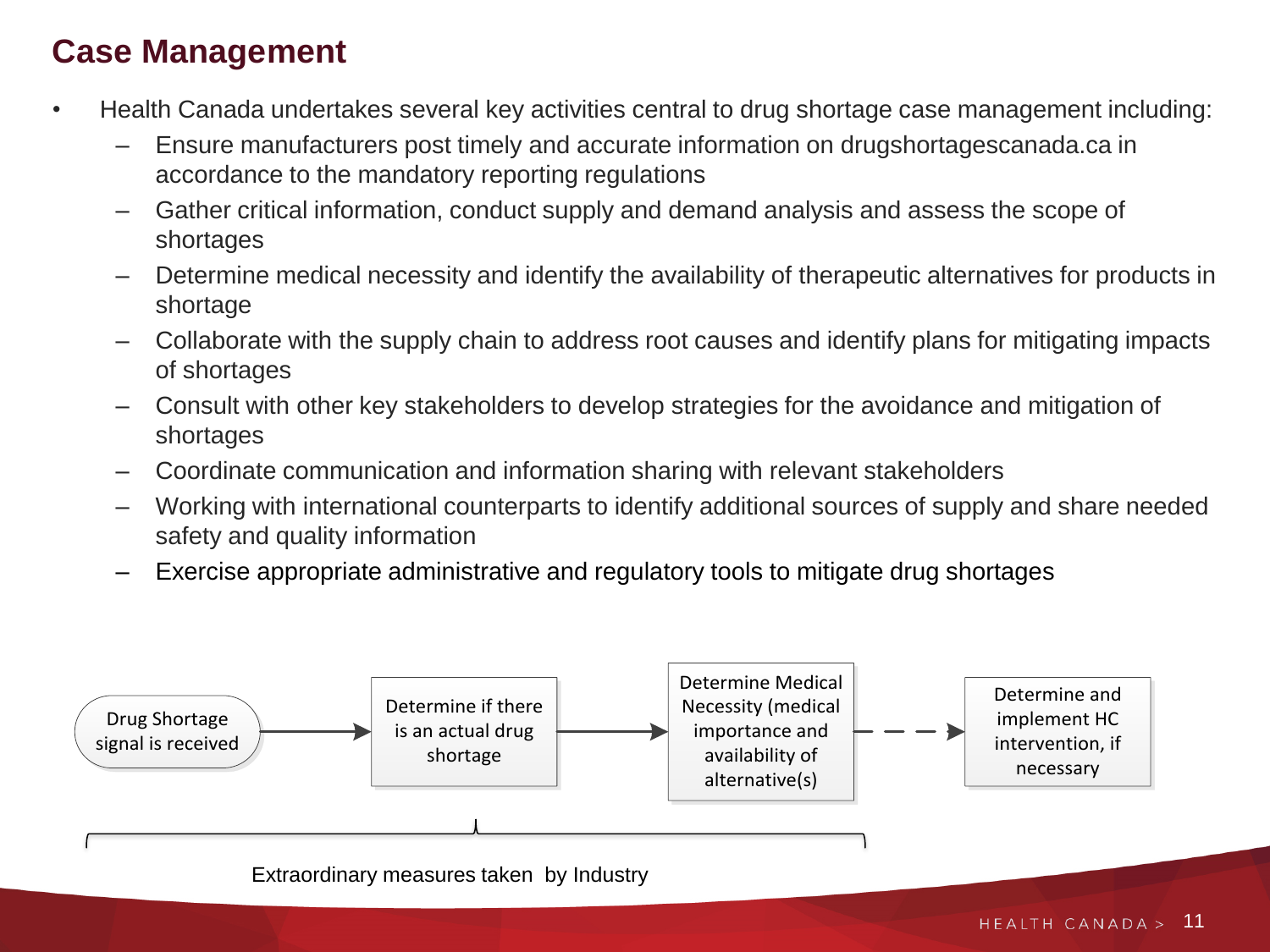# Case Management

- Health Canada undertakes several key activities central to drug shortage case management including:
  - Ensure manufacturers post timely and accurate information on drugshortagescanada.ca in accordance to the mandatory reporting regulations
  - Gather critical information, conduct supply and demand analysis and assess the scope of shortages
  - Determine medical necessity and identify the availability of therapeutic alternatives for products in shortage
  - Collaborate with the supply chain to address root causes and identify plans for mitigating impacts of shortages
  - Consult with other key stakeholders to develop strategies for the avoidance and mitigation of shortages
  - Coordinate communication and information sharing with relevant stakeholders
  - Working with international counterparts to identify additional sources of supply and share needed safety and quality information
  - Exercise appropriate administrative and regulatory tools to mitigate drug shortages

Drug Shortage signal is received → Determine if there is an actual drug shortage → Determine Medical Necessity (medical importance and availability of alternative(s) - - → Determine and implement HC intervention, if necessary

Extraordinary measures taken by Industry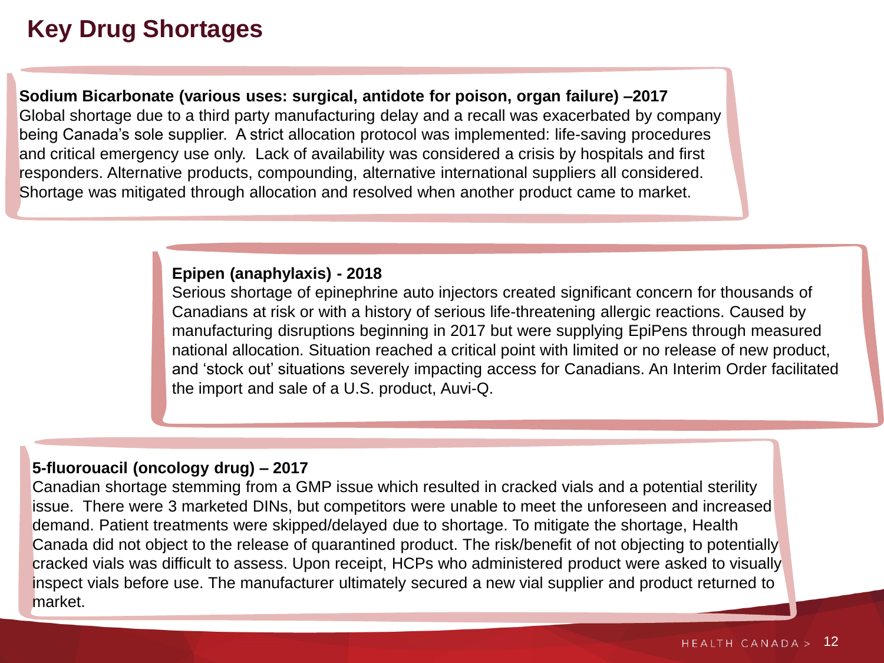# Key Drug Shortages

**Sodium Bicarbonate (various uses: surgical, antidote for poison, organ failure) –2017**
Global shortage due to a third party manufacturing delay and a recall was exacerbated by company being Canada's sole supplier. A strict allocation protocol was implemented: life-saving procedures and critical emergency use only. Lack of availability was considered a crisis by hospitals and first responders. Alternative products, compounding, alternative international suppliers all considered. Shortage was mitigated through allocation and resolved when another product came to market.

**Epipen (anaphylaxis) - 2018**
Serious shortage of epinephrine auto injectors created significant concern for thousands of Canadians at risk or with a history of serious life-threatening allergic reactions. Caused by manufacturing disruptions beginning in 2017 but were supplying EpiPens through measured national allocation. Situation reached a critical point with limited or no release of new product, and 'stock out' situations severely impacting access for Canadians. An Interim Order facilitated the import and sale of a U.S. product, Auvi-Q.

**5-fluorouacil (oncology drug) – 2017**
Canadian shortage stemming from a GMP issue which resulted in cracked vials and a potential sterility issue. There were 3 marketed DINs, but competitors were unable to meet the unforeseen and increased demand. Patient treatments were skipped/delayed due to shortage. To mitigate the shortage, Health Canada did not object to the release of quarantined product. The risk/benefit of not objecting to potentially cracked vials was difficult to assess. Upon receipt, HCPs who administered product were asked to visually inspect vials before use. The manufacturer ultimately secured a new vial supplier and product returned to market.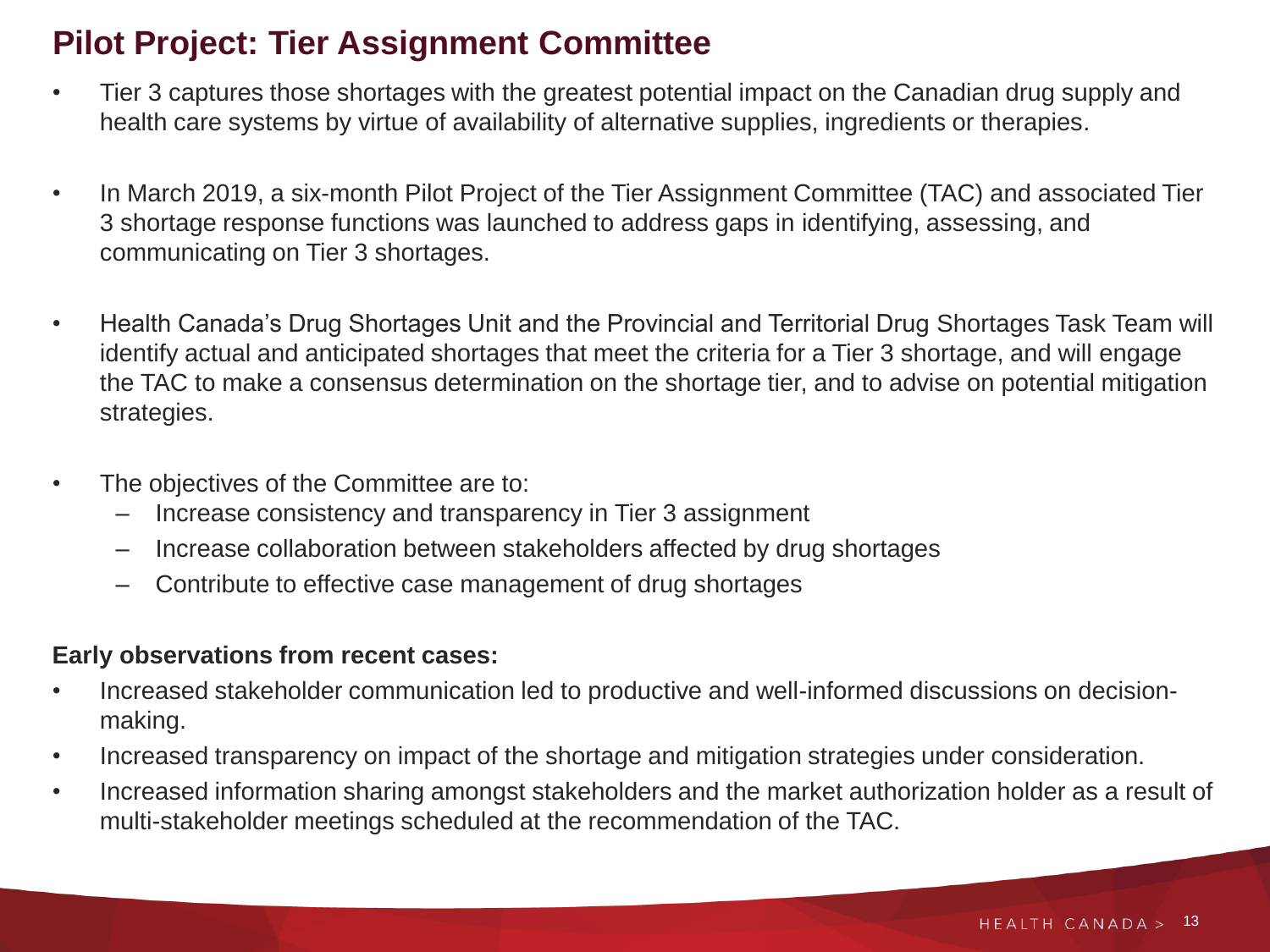# Pilot Project: Tier Assignment Committee

- Tier 3 captures those shortages with the greatest potential impact on the Canadian drug supply and health care systems by virtue of availability of alternative supplies, ingredients or therapies.
- In March 2019, a six-month Pilot Project of the Tier Assignment Committee (TAC) and associated Tier 3 shortage response functions was launched to address gaps in identifying, assessing, and communicating on Tier 3 shortages.
- Health Canada's Drug Shortages Unit and the Provincial and Territorial Drug Shortages Task Team will identify actual and anticipated shortages that meet the criteria for a Tier 3 shortage, and will engage the TAC to make a consensus determination on the shortage tier, and to advise on potential mitigation strategies.
- The objectives of the Committee are to:
  - Increase consistency and transparency in Tier 3 assignment
  - Increase collaboration between stakeholders affected by drug shortages
  - Contribute to effective case management of drug shortages

**Early observations from recent cases:**

- Increased stakeholder communication led to productive and well-informed discussions on decision-making.
- Increased transparency on impact of the shortage and mitigation strategies under consideration.
- Increased information sharing amongst stakeholders and the market authorization holder as a result of multi-stakeholder meetings scheduled at the recommendation of the TAC.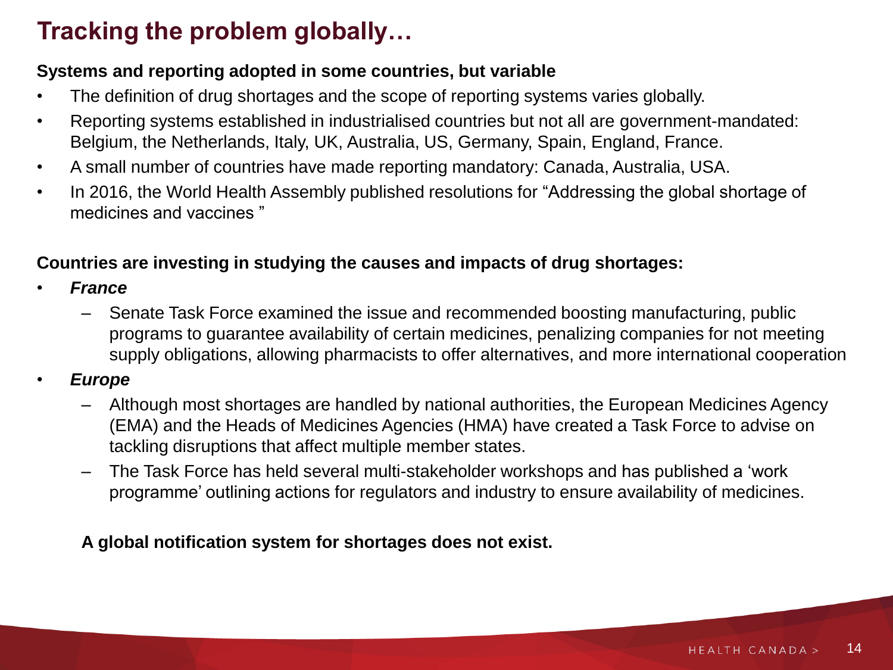# Tracking the problem globally…

**Systems and reporting adopted in some countries, but variable**

- The definition of drug shortages and the scope of reporting systems varies globally.
- Reporting systems established in industrialised countries but not all are government-mandated: Belgium, the Netherlands, Italy, UK, Australia, US, Germany, Spain, England, France.
- A small number of countries have made reporting mandatory: Canada, Australia, USA.
- In 2016, the World Health Assembly published resolutions for "Addressing the global shortage of medicines and vaccines "

**Countries are investing in studying the causes and impacts of drug shortages:**

- ***France***
  - Senate Task Force examined the issue and recommended boosting manufacturing, public programs to guarantee availability of certain medicines, penalizing companies for not meeting supply obligations, allowing pharmacists to offer alternatives, and more international cooperation
- ***Europe***
  - Although most shortages are handled by national authorities, the European Medicines Agency (EMA) and the Heads of Medicines Agencies (HMA) have created a Task Force to advise on tackling disruptions that affect multiple member states.
  - The Task Force has held several multi-stakeholder workshops and has published a 'work programme' outlining actions for regulators and industry to ensure availability of medicines.

**A global notification system for shortages does not exist.**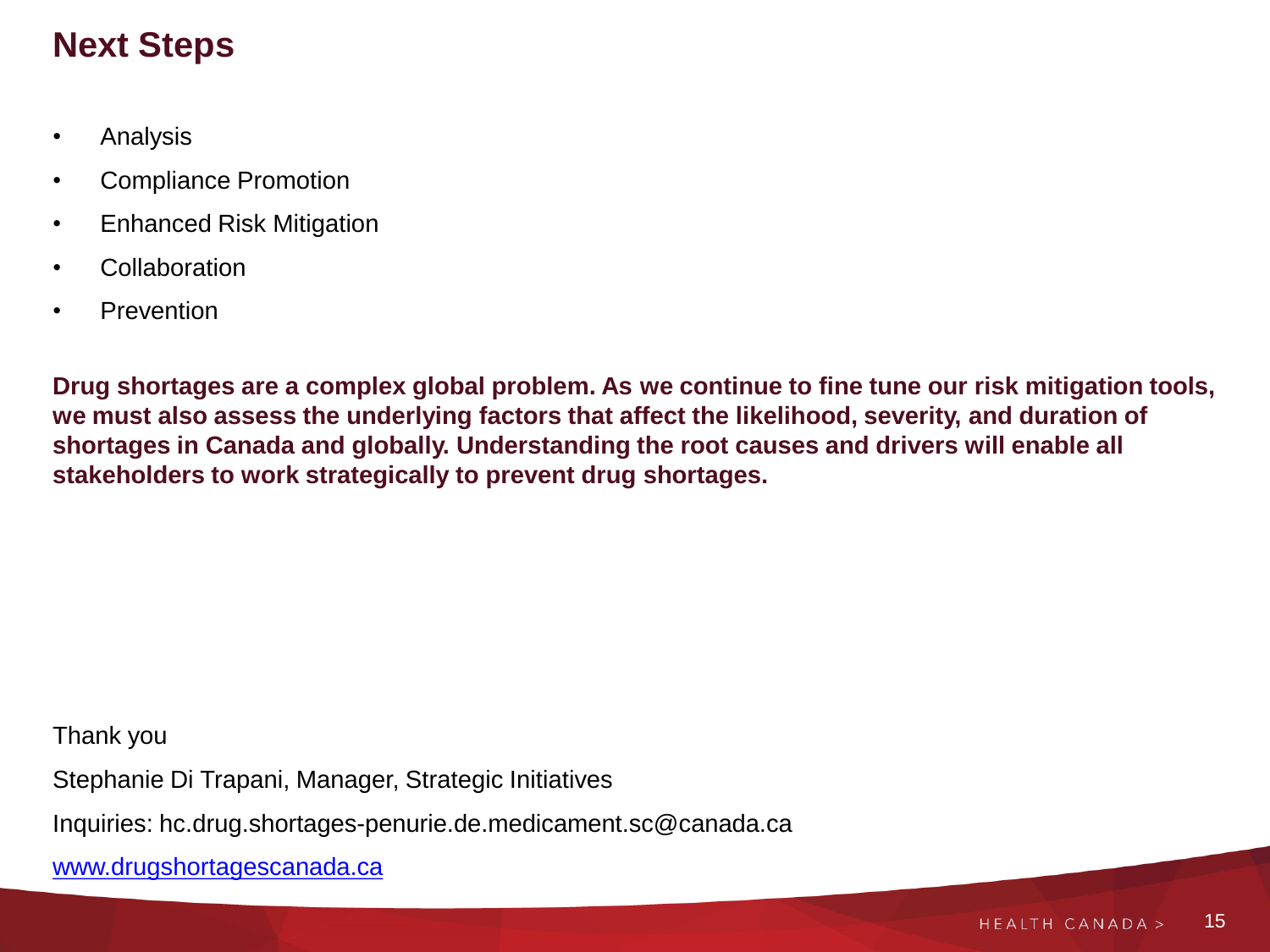# Next Steps

- Analysis
- Compliance Promotion
- Enhanced Risk Mitigation
- Collaboration
- Prevention

**Drug shortages are a complex global problem. As we continue to fine tune our risk mitigation tools, we must also assess the underlying factors that affect the likelihood, severity, and duration of shortages in Canada and globally. Understanding the root causes and drivers will enable all stakeholders to work strategically to prevent drug shortages.**

Thank you

Stephanie Di Trapani, Manager, Strategic Initiatives

Inquiries: hc.drug.shortages-penurie.de.medicament.sc@canada.ca

www.drugshortagescanada.ca